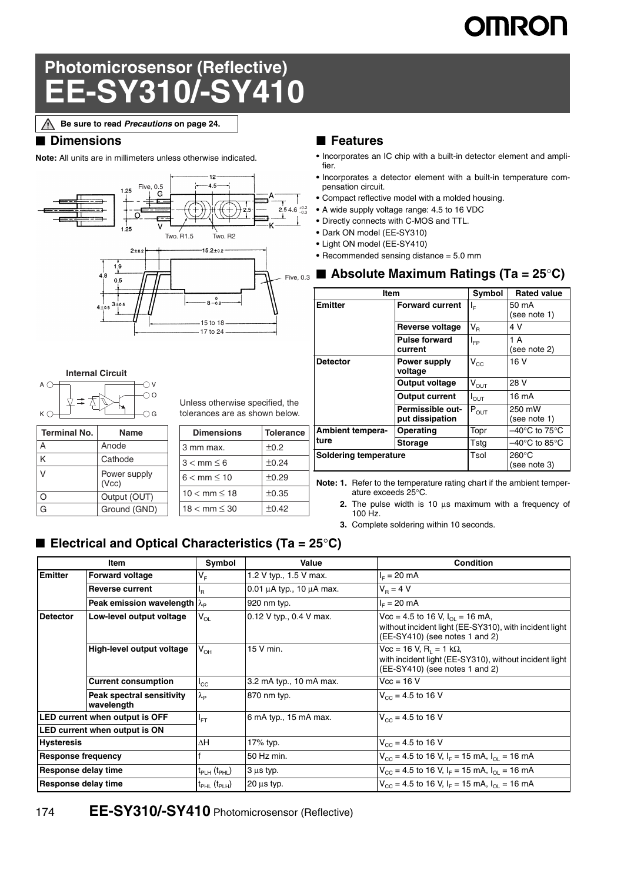# Photomicrosensor (Reflective)
# EE-SY310/-SY410

⚠ Be sure to read *Precautions* on page 24.

## ■ Dimensions

**Note:** All units are in millimeters unless otherwise indicated.

**Internal Circuit**

| Terminal No. | Name |
|---|---|
| A | Anode |
| K | Cathode |
| V | Power supply (Vcc) |
| O | Output (OUT) |
| G | Ground (GND) |

Unless otherwise specified, the tolerances are as shown below.

| Dimensions | Tolerance |
|---|---|
| 3 mm max. | ±0.2 |
| 3 < mm ≤ 6 | ±0.24 |
| 6 < mm ≤ 10 | ±0.29 |
| 10 < mm ≤ 18 | ±0.35 |
| 18 < mm ≤ 30 | ±0.42 |

## ■ Features

- Incorporates an IC chip with a built-in detector element and amplifier.
- Incorporates a detector element with a built-in temperature compensation circuit.
- Compact reflective model with a molded housing.
- A wide supply voltage range: 4.5 to 16 VDC
- Directly connects with C-MOS and TTL.
- Dark ON model (EE-SY310)
- Light ON model (EE-SY410)
- Recommended sensing distance = 5.0 mm

## ■ Absolute Maximum Ratings (Ta = 25°C)

| Item | | Symbol | Rated value |
|---|---|---|---|
| Emitter | Forward current | $I_F$ | 50 mA (see note 1) |
| | Reverse voltage | $V_R$ | 4 V |
| | Pulse forward current | $I_{FP}$ | 1 A (see note 2) |
| Detector | Power supply voltage | $V_{CC}$ | 16 V |
| | Output voltage | $V_{OUT}$ | 28 V |
| | Output current | $I_{OUT}$ | 16 mA |
| | Permissible output dissipation | $P_{OUT}$ | 250 mW (see note 1) |
| Ambient temperature | Operating | Topr | –40°C to 75°C |
| | Storage | Tstg | –40°C to 85°C |
| Soldering temperature | | Tsol | 260°C (see note 3) |

**Note:**
1. Refer to the temperature rating chart if the ambient temperature exceeds 25°C.
2. The pulse width is 10 μs maximum with a frequency of 100 Hz.
3. Complete soldering within 10 seconds.

## ■ Electrical and Optical Characteristics (Ta = 25°C)

| Item | | Symbol | Value | Condition |
|---|---|---|---|---|
| Emitter | Forward voltage | $V_F$ | 1.2 V typ., 1.5 V max. | $I_F$ = 20 mA |
| | Reverse current | $I_R$ | 0.01 μA typ., 10 μA max. | $V_R$ = 4 V |
| | Peak emission wavelength | $\lambda_P$ | 920 nm typ. | $I_F$ = 20 mA |
| Detector | Low-level output voltage | $V_{OL}$ | 0.12 V typ., 0.4 V max. | Vcc = 4.5 to 16 V, $I_{OL}$ = 16 mA, without incident light (EE-SY310), with incident light (EE-SY410) (see notes 1 and 2) |
| | High-level output voltage | $V_{OH}$ | 15 V min. | Vcc = 16 V, $R_L$ = 1 kΩ, with incident light (EE-SY310), without incident light (EE-SY410) (see notes 1 and 2) |
| | Current consumption | $I_{CC}$ | 3.2 mA typ., 10 mA max. | Vcc = 16 V |
| | Peak spectral sensitivity wavelength | $\lambda_P$ | 870 nm typ. | $V_{CC}$ = 4.5 to 16 V |
| LED current when output is OFF | | $I_{FT}$ | 6 mA typ., 15 mA max. | $V_{CC}$ = 4.5 to 16 V |
| LED current when output is ON | | | | |
| Hysteresis | | ΔH | 17% typ. | $V_{CC}$ = 4.5 to 16 V |
| Response frequency | | f | 50 Hz min. | $V_{CC}$ = 4.5 to 16 V, $I_F$ = 15 mA, $I_{OL}$ = 16 mA |
| Response delay time | | $t_{PLH}$ ($t_{PHL}$) | 3 μs typ. | $V_{CC}$ = 4.5 to 16 V, $I_F$ = 15 mA, $I_{OL}$ = 16 mA |
| Response delay time | | $t_{PHL}$ ($t_{PLH}$) | 20 μs typ. | $V_{CC}$ = 4.5 to 16 V, $I_F$ = 15 mA, $I_{OL}$ = 16 mA |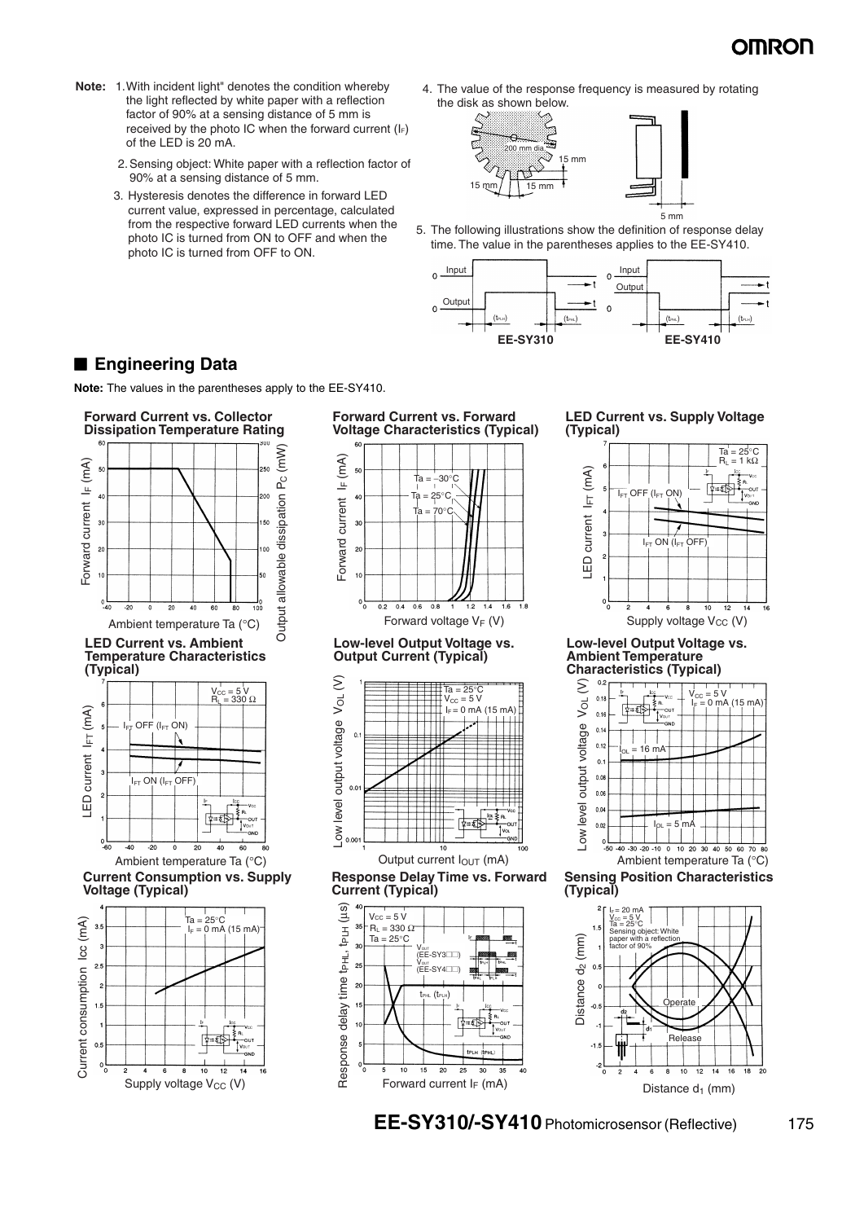**Note:** 1. With incident light" denotes the condition whereby the light reflected by white paper with a reflection factor of 90% at a sensing distance of 5 mm is received by the photo IC when the forward current ($I_F$) of the LED is 20 mA.

2. Sensing object: White paper with a reflection factor of 90% at a sensing distance of 5 mm.

3. Hysteresis denotes the difference in forward LED current value, expressed in percentage, calculated from the respective forward LED currents when the photo IC is turned from ON to OFF and when the photo IC is turned from OFF to ON.

4. The value of the response frequency is measured by rotating the disk as shown below.

200 mm dia.
15 mm
15 mm
15 mm
5 mm

5. The following illustrations show the definition of response delay time. The value in the parentheses applies to the EE-SY410.

Input
0
Output
0
t
t
($t_{PLH}$)
($t_{PHL}$)
EE-SY310

Input
0
Output
0
t
t
($t_{PHL}$)
($t_{PLH}$)
EE-SY410

## ■ Engineering Data

**Note:** The values in the parentheses apply to the EE-SY410.

**Forward Current vs. Collector Dissipation Temperature Rating**

Forward current $I_F$ (mA)
Output allowable dissipation $P_C$ (mW)
Ambient temperature Ta (°C)

**Forward Current vs. Forward Voltage Characteristics (Typical)**

Ta = −30°C
Ta = 25°C
Ta = 70°C
Forward current $I_F$ (mA)
Forward voltage $V_F$ (V)

**LED Current vs. Supply Voltage (Typical)**

Ta = 25°C
$R_L$ = 1 kΩ
$I_{FT}$ OFF ($I_{FT}$ ON)
$I_{FT}$ ON ($I_{FT}$ OFF)
LED current $I_{FT}$ (mA)
Supply voltage $V_{CC}$ (V)

**LED Current vs. Ambient Temperature Characteristics (Typical)**

$V_{CC}$ = 5 V
$R_L$ = 330 Ω
$I_{FT}$ OFF ($I_{FT}$ ON)
$I_{FT}$ ON ($I_{FT}$ OFF)
LED current $I_{FT}$ (mA)
Ambient temperature Ta (°C)

**Low-level Output Voltage vs. Output Current (Typical)**

Ta = 25°C
$V_{CC}$ = 5 V
$I_F$ = 0 mA (15 mA)
Low level output voltage $V_{OL}$ (V)
Output current $I_{OUT}$ (mA)

**Low-level Output Voltage vs. Ambient Temperature Characteristics (Typical)**

$V_{CC}$ = 5 V
$I_F$ = 0 mA (15 mA)
$I_{OL}$ = 16 mA
$I_{OL}$ = 5 mA
Low level output voltage $V_{OL}$ (V)
Ambient temperature Ta (°C)

**Current Consumption vs. Supply Voltage (Typical)**

Ta = 25°C
$I_F$ = 0 mA (15 mA)
Current consumption Icc (mA)
Supply voltage $V_{CC}$ (V)

**Response Delay Time vs. Forward Current (Typical)**

$V_{CC}$ = 5 V
$R_L$ = 330 Ω
Ta = 25°C
$V_{OUT}$ (EE-SY3□□)
$V_{OUT}$ (EE-SY4□□)
$t_{PHL}$ ($t_{PLH}$)
$t_{PLH}$ ($t_{PHL}$)
Response delay time $t_{PHL}$, $t_{PLH}$ (μs)
Forward current $I_F$ (mA)

**Sensing Position Characteristics (Typical)**

$I_F$ = 20 mA
$V_{CC}$ = 5 V
Ta = 25°C
Sensing object: White paper with a reflection factor of 90%
Operate
Release
Distance $d_2$ (mm)
Distance $d_1$ (mm)